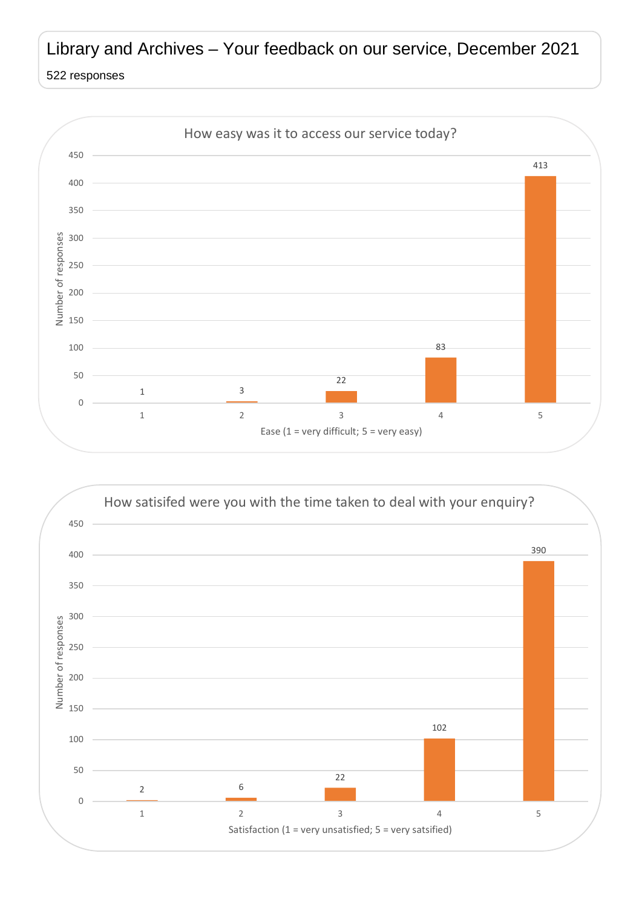# Library and Archives – Your feedback on our service, December 2021

522 responses

## How easy was it to access our service today?

| Ease (1 = very difficult; 5 = very easy) | Number of responses |
|---|---|
| 1 | 1 |
| 2 | 3 |
| 3 | 22 |
| 4 | 83 |
| 5 | 413 |

## How satisifed were you with the time taken to deal with your enquiry?

| Satisfaction (1 = very unsatisfied; 5 = very satsified) | Number of responses |
|---|---|
| 1 | 2 |
| 2 | 6 |
| 3 | 22 |
| 4 | 102 |
| 5 | 390 |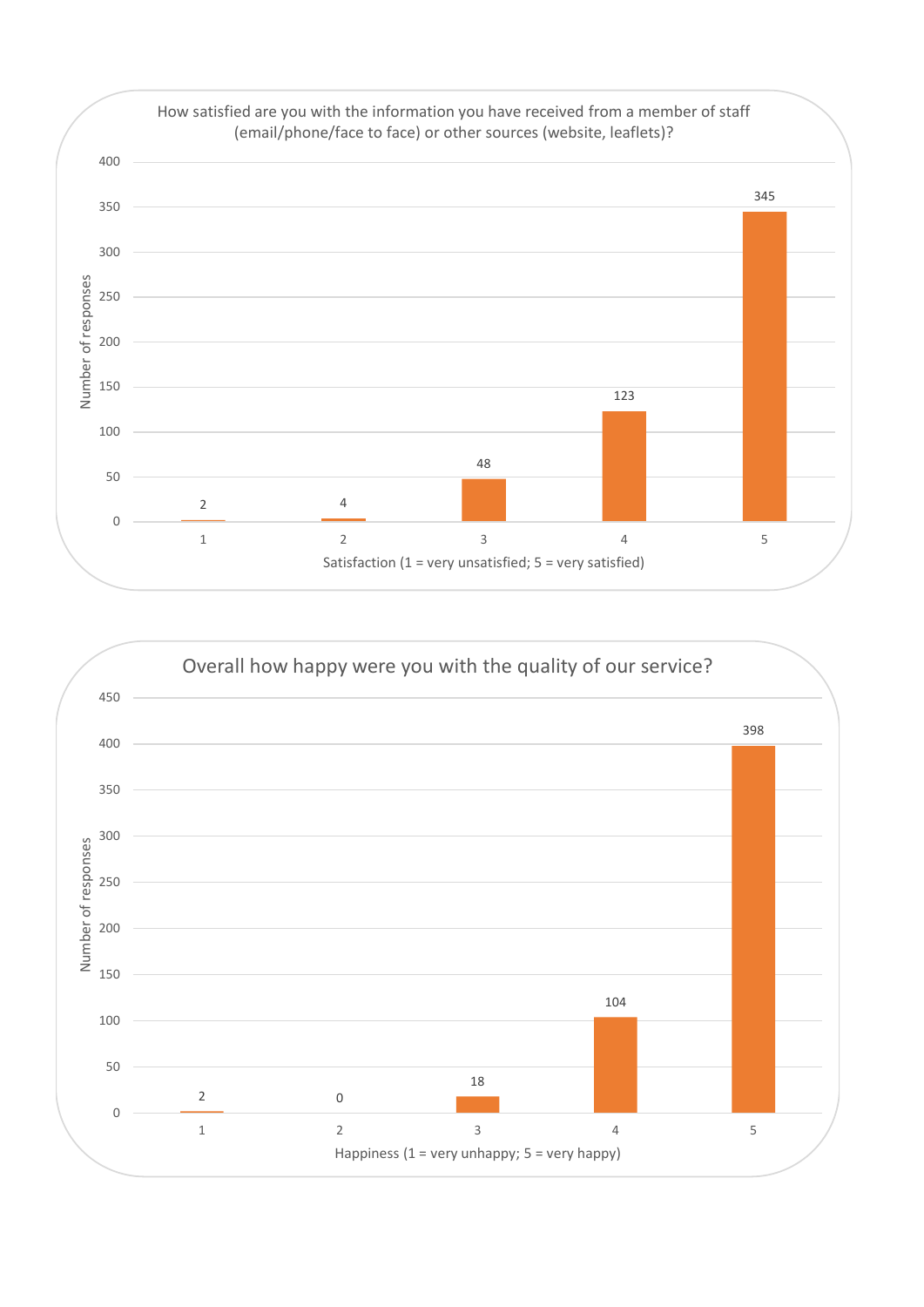**How satisfied are you with the information you have received from a member of staff (email/phone/face to face) or other sources (website, leaflets)?**

| Satisfaction (1 = very unsatisfied; 5 = very satisfied) | Number of responses |
|---|---|
| 1 | 2 |
| 2 | 4 |
| 3 | 48 |
| 4 | 123 |
| 5 | 345 |

**Overall how happy were you with the quality of our service?**

| Happiness (1 = very unhappy; 5 = very happy) | Number of responses |
|---|---|
| 1 | 2 |
| 2 | 0 |
| 3 | 18 |
| 4 | 104 |
| 5 | 398 |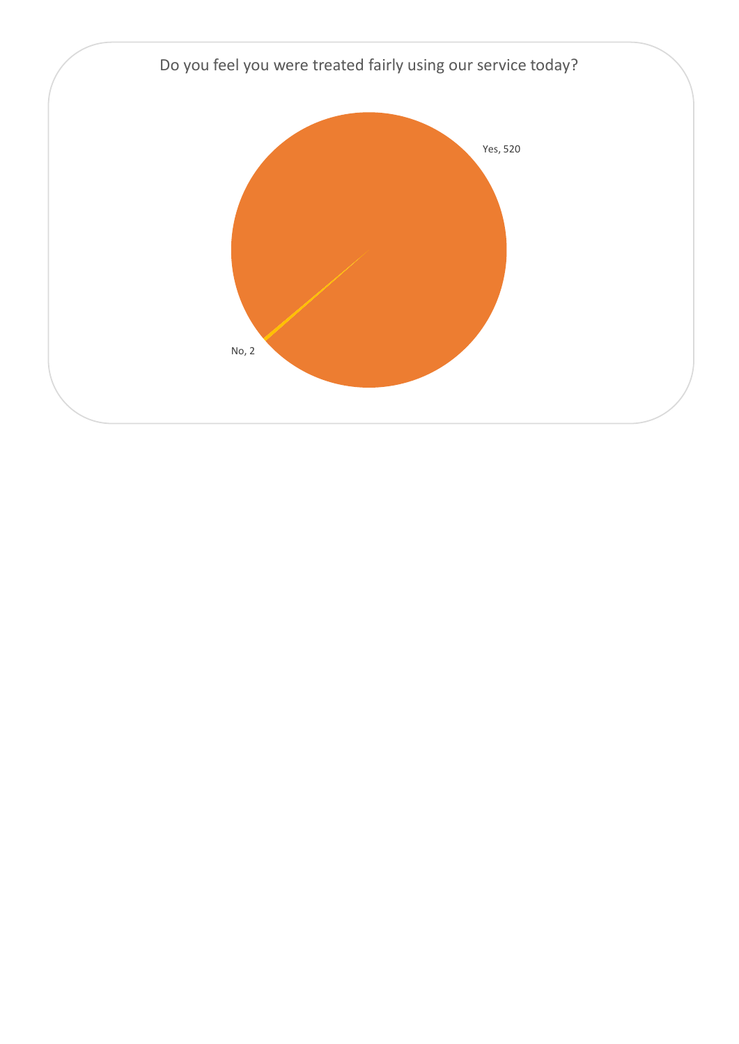Do you feel you were treated fairly using our service today?

Yes, 520

No, 2